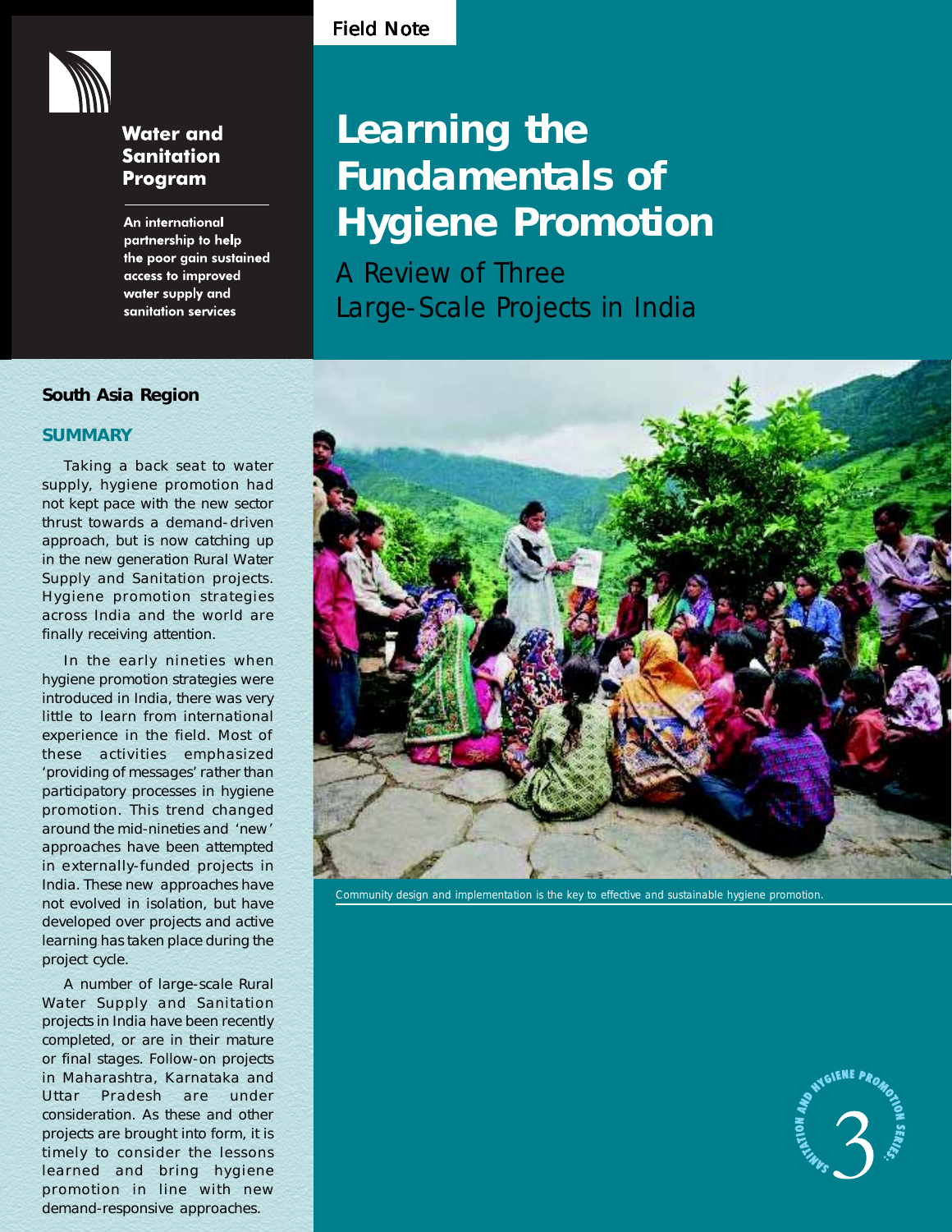Field Note

Water and Sanitation Program

An international partnership to help the poor gain sustained access to improved water supply and sanitation services

# Learning the Fundamentals of Hygiene Promotion

## A Review of Three Large-Scale Projects in India

Community design and implementation is the key to effective and sustainable hygiene promotion.

Sanitation and Hygiene Promotion Series: 3

**South Asia Region**

## SUMMARY

Taking a back seat to water supply, hygiene promotion had not kept pace with the new sector thrust towards a demand-driven approach, but is now catching up in the new generation Rural Water Supply and Sanitation projects. Hygiene promotion strategies across India and the world are finally receiving attention.

In the early nineties when hygiene promotion strategies were introduced in India, there was very little to learn from international experience in the field. Most of these activities emphasized 'providing of messages' rather than participatory processes in hygiene promotion. This trend changed around the mid-nineties and 'new' approaches have been attempted in externally-funded projects in India. These new approaches have not evolved in isolation, but have developed over projects and active learning has taken place during the project cycle.

A number of large-scale Rural Water Supply and Sanitation projects in India have been recently completed, or are in their mature or final stages. Follow-on projects in Maharashtra, Karnataka and Uttar Pradesh are under consideration. As these and other projects are brought into form, it is timely to consider the lessons learned and bring hygiene promotion in line with new demand-responsive approaches.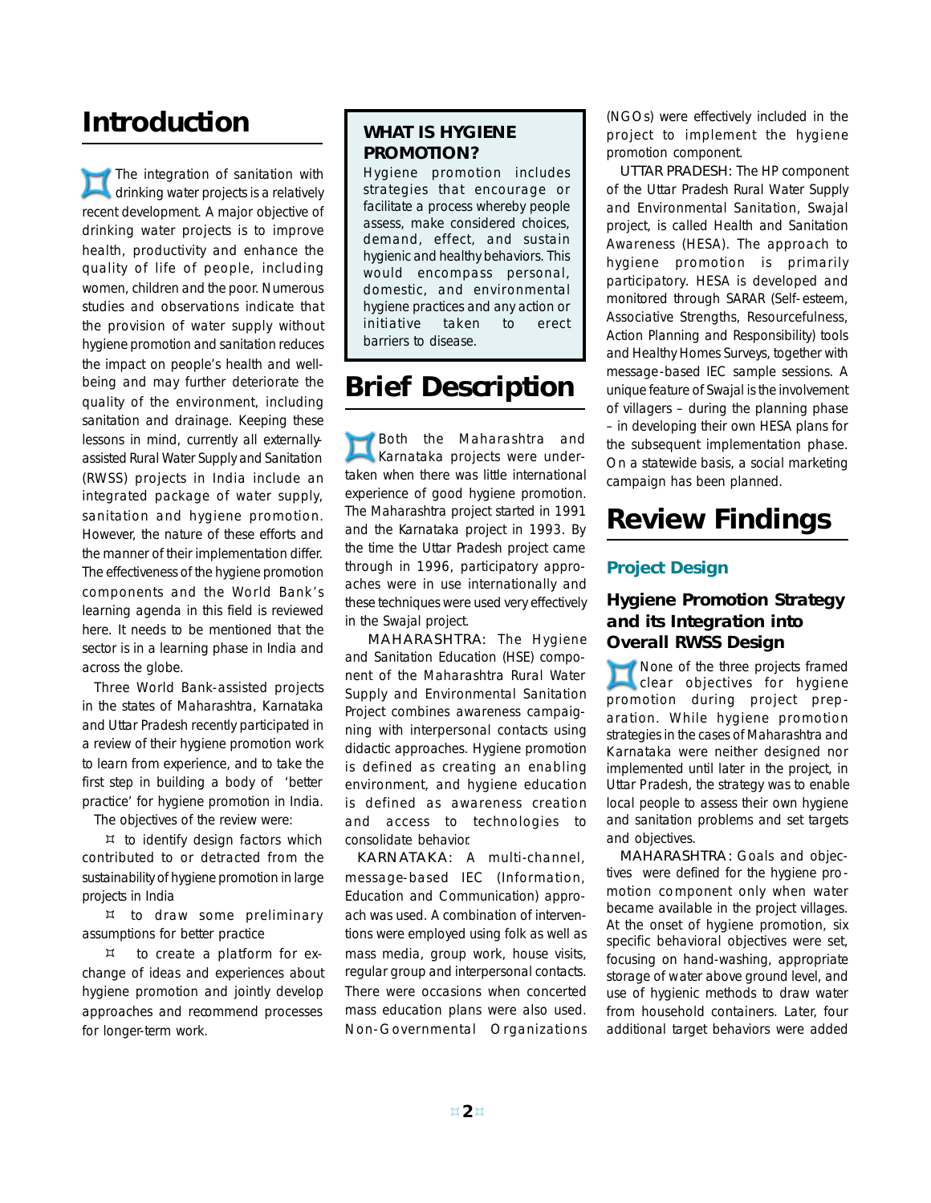# Introduction

The integration of sanitation with drinking water projects is a relatively recent development. A major objective of drinking water projects is to improve health, productivity and enhance the quality of life of people, including women, children and the poor. Numerous studies and observations indicate that the provision of water supply without hygiene promotion and sanitation reduces the impact on people's health and well-being and may further deteriorate the quality of the environment, including sanitation and drainage. Keeping these lessons in mind, currently all externally-assisted Rural Water Supply and Sanitation (RWSS) projects in India include an integrated package of water supply, sanitation and hygiene promotion. However, the nature of these efforts and the manner of their implementation differ. The effectiveness of the hygiene promotion components and the World Bank's learning agenda in this field is reviewed here. It needs to be mentioned that the sector is in a learning phase in India and across the globe.

Three World Bank-assisted projects in the states of Maharashtra, Karnataka and Uttar Pradesh recently participated in a review of their hygiene promotion work to learn from experience, and to take the first step in building a body of 'better practice' for hygiene promotion in India.

The objectives of the review were:

- to identify design factors which contributed to or detracted from the sustainability of hygiene promotion in large projects in India
- to draw some preliminary assumptions for better practice
- to create a platform for exchange of ideas and experiences about hygiene promotion and jointly develop approaches and recommend processes for longer-term work.

> **WHAT IS HYGIENE PROMOTION?**
>
> Hygiene promotion includes strategies that encourage or facilitate a process whereby people assess, make considered choices, demand, effect, and sustain hygienic and healthy behaviors. This would encompass personal, domestic, and environmental hygiene practices and any action or initiative taken to erect barriers to disease.

# Brief Description

Both the Maharashtra and Karnataka projects were undertaken when there was little international experience of good hygiene promotion. The Maharashtra project started in 1991 and the Karnataka project in 1993. By the time the Uttar Pradesh project came through in 1996, participatory approaches were in use internationally and these techniques were used very effectively in the Swajal project.

MAHARASHTRA: The Hygiene and Sanitation Education (HSE) component of the Maharashtra Rural Water Supply and Environmental Sanitation Project combines awareness campaigning with interpersonal contacts using didactic approaches. Hygiene promotion is defined as creating an enabling environment, and hygiene education is defined as awareness creation and access to technologies to consolidate behavior.

KARNATAKA: A multi-channel, message-based IEC (Information, Education and Communication) approach was used. A combination of interventions were employed using folk as well as mass media, group work, house visits, regular group and interpersonal contacts. There were occasions when concerted mass education plans were also used. Non-Governmental Organizations (NGOs) were effectively included in the project to implement the hygiene promotion component.

UTTAR PRADESH: The HP component of the Uttar Pradesh Rural Water Supply and Environmental Sanitation, Swajal project, is called Health and Sanitation Awareness (HESA). The approach to hygiene promotion is primarily participatory. HESA is developed and monitored through SARAR (Self-esteem, Associative Strengths, Resourcefulness, Action Planning and Responsibility) tools and Healthy Homes Surveys, together with message-based IEC sample sessions. A unique feature of Swajal is the involvement of villagers – during the planning phase – in developing their own HESA plans for the subsequent implementation phase. On a statewide basis, a social marketing campaign has been planned.

# Review Findings

## Project Design

### Hygiene Promotion Strategy and its Integration into Overall RWSS Design

None of the three projects framed clear objectives for hygiene promotion during project preparation. While hygiene promotion strategies in the cases of Maharashtra and Karnataka were neither designed nor implemented until later in the project, in Uttar Pradesh, the strategy was to enable local people to assess their own hygiene and sanitation problems and set targets and objectives.

MAHARASHTRA: Goals and objectives were defined for the hygiene promotion component only when water became available in the project villages. At the onset of hygiene promotion, six specific behavioral objectives were set, focusing on hand-washing, appropriate storage of water above ground level, and use of hygienic methods to draw water from household containers. Later, four additional target behaviors were added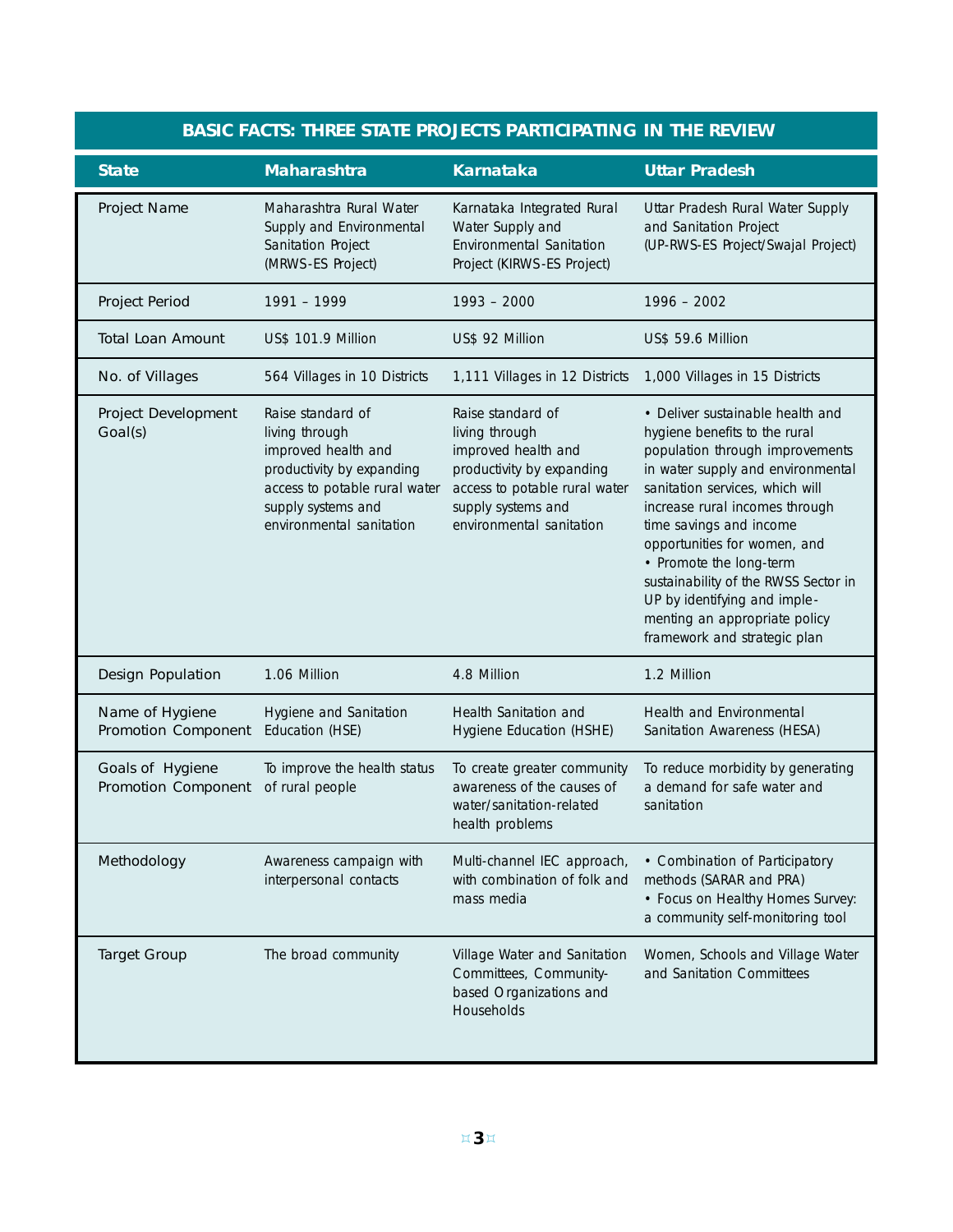## BASIC FACTS: THREE STATE PROJECTS PARTICIPATING IN THE REVIEW

| State | Maharashtra | Karnataka | Uttar Pradesh |
|---|---|---|---|
| Project Name | Maharashtra Rural Water Supply and Environmental Sanitation Project (MRWS-ES Project) | Karnataka Integrated Rural Water Supply and Environmental Sanitation Project (KIRWS-ES Project) | Uttar Pradesh Rural Water Supply and Sanitation Project (UP-RWS-ES Project/Swajal Project) |
| Project Period | 1991 – 1999 | 1993 – 2000 | 1996 – 2002 |
| Total Loan Amount | US$ 101.9 Million | US$ 92 Million | US$ 59.6 Million |
| No. of Villages | 564 Villages in 10 Districts | 1,111 Villages in 12 Districts | 1,000 Villages in 15 Districts |
| Project Development Goal(s) | Raise standard of living through improved health and productivity by expanding access to potable rural water supply systems and environmental sanitation | Raise standard of living through improved health and productivity by expanding access to potable rural water supply systems and environmental sanitation | • Deliver sustainable health and hygiene benefits to the rural population through improvements in water supply and environmental sanitation services, which will increase rural incomes through time savings and income opportunities for women, and<br>• Promote the long-term sustainability of the RWSS Sector in UP by identifying and implementing an appropriate policy framework and strategic plan |
| Design Population | 1.06 Million | 4.8 Million | 1.2 Million |
| Name of Hygiene Promotion Component | Hygiene and Sanitation Education (HSE) | Health Sanitation and Hygiene Education (HSHE) | Health and Environmental Sanitation Awareness (HESA) |
| Goals of Hygiene Promotion Component | To improve the health status of rural people | To create greater community awareness of the causes of water/sanitation-related health problems | To reduce morbidity by generating a demand for safe water and sanitation |
| Methodology | Awareness campaign with interpersonal contacts | Multi-channel IEC approach, with combination of folk and mass media | • Combination of Participatory methods (SARAR and PRA)<br>• Focus on Healthy Homes Survey: a community self-monitoring tool |
| Target Group | The broad community | Village Water and Sanitation Committees, Community-based Organizations and Households | Women, Schools and Village Water and Sanitation Committees |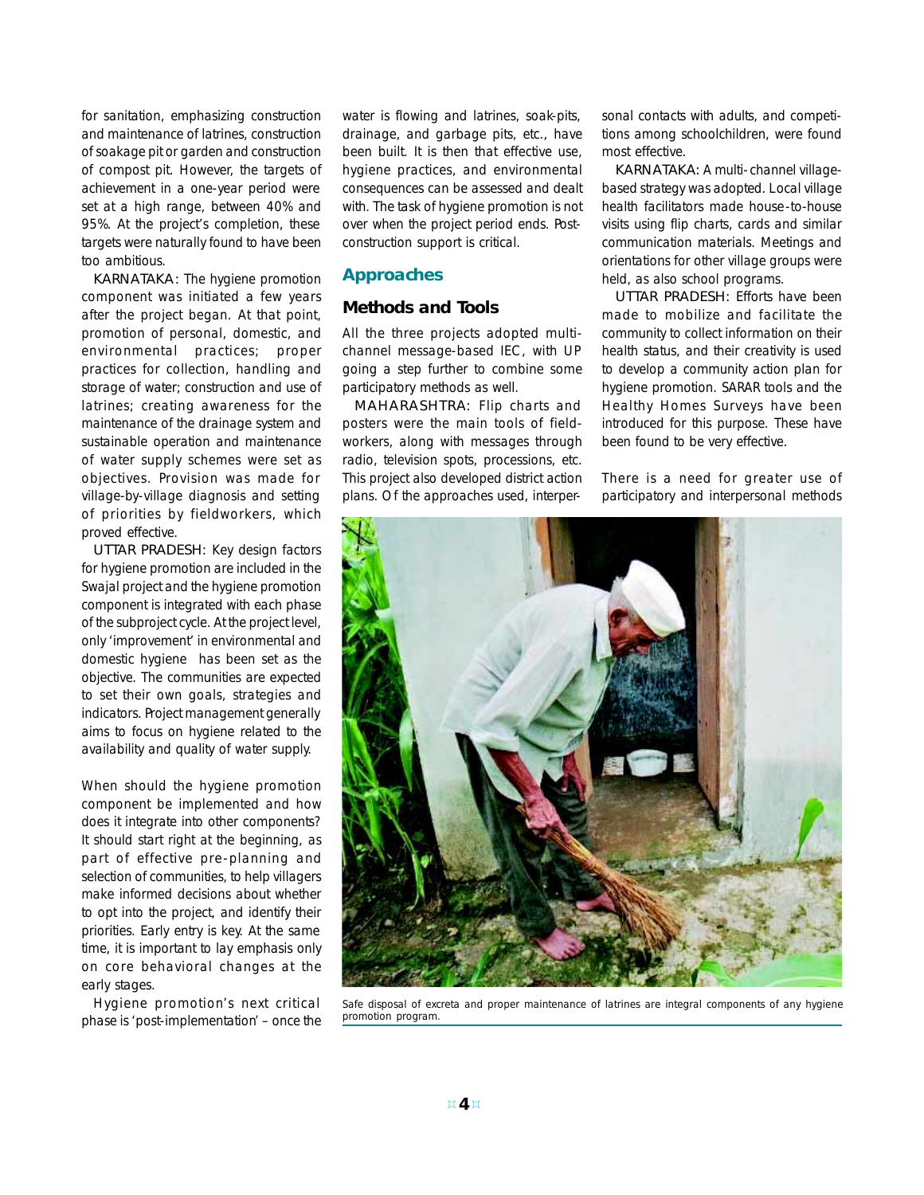for sanitation, emphasizing construction and maintenance of latrines, construction of soakage pit or garden and construction of compost pit. However, the targets of achievement in a one-year period were set at a high range, between 40% and 95%. At the project's completion, these targets were naturally found to have been too ambitious.

KARNATAKA: The hygiene promotion component was initiated a few years after the project began. At that point, promotion of personal, domestic, and environmental practices; proper practices for collection, handling and storage of water; construction and use of latrines; creating awareness for the maintenance of the drainage system and sustainable operation and maintenance of water supply schemes were set as objectives. Provision was made for village-by-village diagnosis and setting of priorities by fieldworkers, which proved effective.

UTTAR PRADESH: Key design factors for hygiene promotion are included in the Swajal project and the hygiene promotion component is integrated with each phase of the subproject cycle. At the project level, only 'improvement' in environmental and domestic hygiene has been set as the objective. The communities are expected to set their own goals, strategies and indicators. Project management generally aims to focus on hygiene related to the availability and quality of water supply.

When should the hygiene promotion component be implemented and how does it integrate into other components? It should start right at the beginning, as part of effective pre-planning and selection of communities, to help villagers make informed decisions about whether to opt into the project, and identify their priorities. Early entry is key. At the same time, it is important to lay emphasis only on core behavioral changes at the early stages.

Hygiene promotion's next critical phase is 'post-implementation' – once the water is flowing and latrines, soak-pits, drainage, and garbage pits, etc., have been built. It is then that effective use, hygiene practices, and environmental consequences can be assessed and dealt with. The task of hygiene promotion is not over when the project period ends. Post-construction support is critical.

## Approaches

### Methods and Tools

All the three projects adopted multi-channel message-based IEC, with UP going a step further to combine some participatory methods as well.

MAHARASHTRA: Flip charts and posters were the main tools of field-workers, along with messages through radio, television spots, processions, etc. This project also developed district action plans. Of the approaches used, interpersonal contacts with adults, and competitions among schoolchildren, were found most effective.

KARNATAKA: A multi-channel village-based strategy was adopted. Local village health facilitators made house-to-house visits using flip charts, cards and similar communication materials. Meetings and orientations for other village groups were held, as also school programs.

UTTAR PRADESH: Efforts have been made to mobilize and facilitate the community to collect information on their health status, and their creativity is used to develop a community action plan for hygiene promotion. SARAR tools and the Healthy Homes Surveys have been introduced for this purpose. These have been found to be very effective.

There is a need for greater use of participatory and interpersonal methods

Safe disposal of excreta and proper maintenance of latrines are integral components of any hygiene promotion program.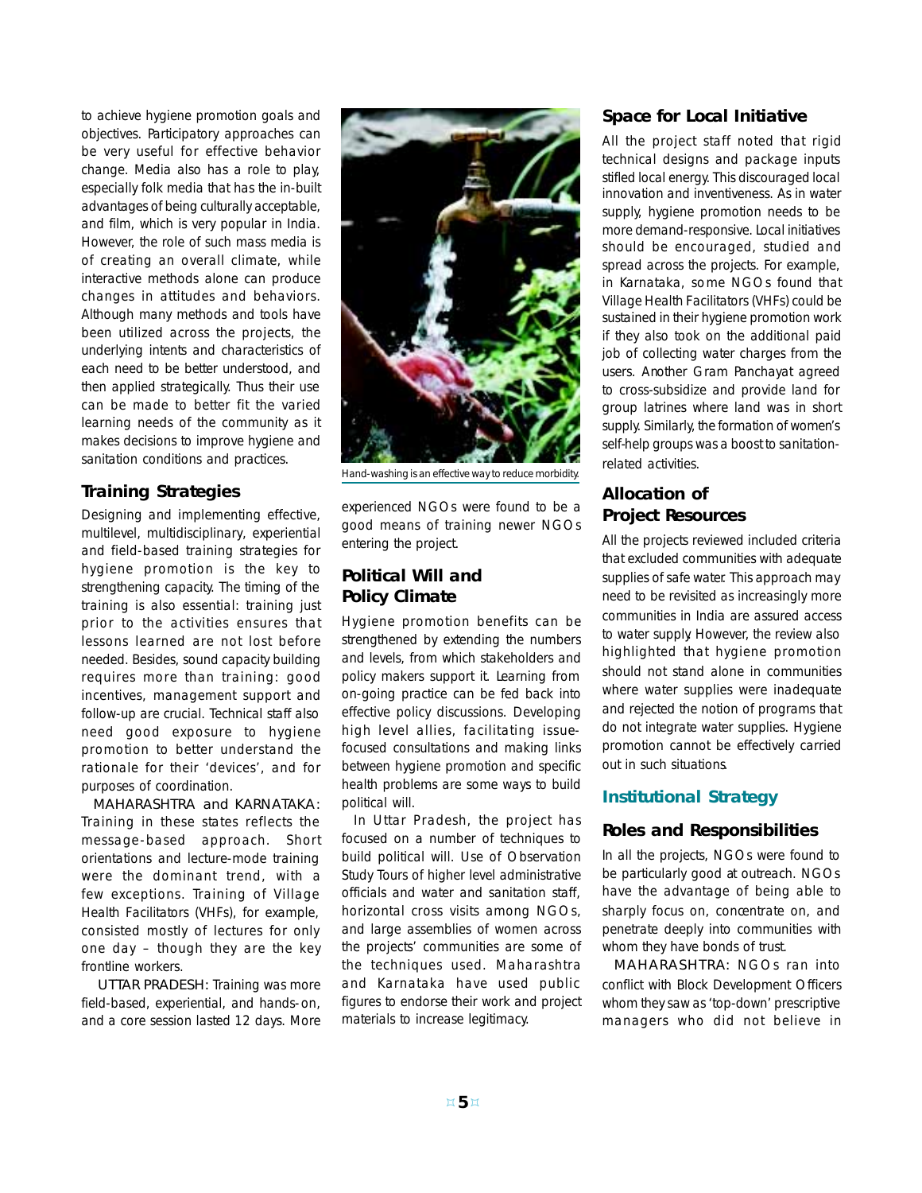to achieve hygiene promotion goals and objectives. Participatory approaches can be very useful for effective behavior change. Media also has a role to play, especially folk media that has the in-built advantages of being culturally acceptable, and film, which is very popular in India. However, the role of such mass media is of creating an overall climate, while interactive methods alone can produce changes in attitudes and behaviors. Although many methods and tools have been utilized across the projects, the underlying intents and characteristics of each need to be better understood, and then applied strategically. Thus their use can be made to better fit the varied learning needs of the community as it makes decisions to improve hygiene and sanitation conditions and practices.

### Training Strategies

Designing and implementing effective, multilevel, multidisciplinary, experiential and field-based training strategies for hygiene promotion is the key to strengthening capacity. The timing of the training is also essential: training just prior to the activities ensures that lessons learned are not lost before needed. Besides, sound capacity building requires more than training: good incentives, management support and follow-up are crucial. Technical staff also need good exposure to hygiene promotion to better understand the rationale for their 'devices', and for purposes of coordination.

MAHARASHTRA and KARNATAKA: Training in these states reflects the message-based approach. Short orientations and lecture-mode training were the dominant trend, with a few exceptions. Training of Village Health Facilitators (VHFs), for example, consisted mostly of lectures for only one day – though they are the key frontline workers.

UTTAR PRADESH: Training was more field-based, experiential, and hands-on, and a core session lasted 12 days. More experienced NGOs were found to be a good means of training newer NGOs entering the project.

Hand-washing is an effective way to reduce morbidity.

### Political Will and Policy Climate

Hygiene promotion benefits can be strengthened by extending the numbers and levels, from which stakeholders and policy makers support it. Learning from on-going practice can be fed back into effective policy discussions. Developing high level allies, facilitating issue-focused consultations and making links between hygiene promotion and specific health problems are some ways to build political will.

In Uttar Pradesh, the project has focused on a number of techniques to build political will. Use of Observation Study Tours of higher level administrative officials and water and sanitation staff, horizontal cross visits among NGOs, and large assemblies of women across the projects' communities are some of the techniques used. Maharashtra and Karnataka have used public figures to endorse their work and project materials to increase legitimacy.

### Space for Local Initiative

All the project staff noted that rigid technical designs and package inputs stifled local energy. This discouraged local innovation and inventiveness. As in water supply, hygiene promotion needs to be more demand-responsive. Local initiatives should be encouraged, studied and spread across the projects. For example, in Karnataka, some NGOs found that Village Health Facilitators (VHFs) could be sustained in their hygiene promotion work if they also took on the additional paid job of collecting water charges from the users. Another Gram Panchayat agreed to cross-subsidize and provide land for group latrines where land was in short supply. Similarly, the formation of women's self-help groups was a boost to sanitation-related activities.

### Allocation of Project Resources

All the projects reviewed included criteria that excluded communities with adequate supplies of safe water. This approach may need to be revisited as increasingly more communities in India are assured access to water supply. However, the review also highlighted that hygiene promotion should not stand alone in communities where water supplies were inadequate and rejected the notion of programs that do not integrate water supplies. Hygiene promotion cannot be effectively carried out in such situations.

## Institutional Strategy

### Roles and Responsibilities

In all the projects, NGOs were found to be particularly good at outreach. NGOs have the advantage of being able to sharply focus on, concentrate on, and penetrate deeply into communities with whom they have bonds of trust.

MAHARASHTRA: NGOs ran into conflict with Block Development Officers whom they saw as 'top-down' prescriptive managers who did not believe in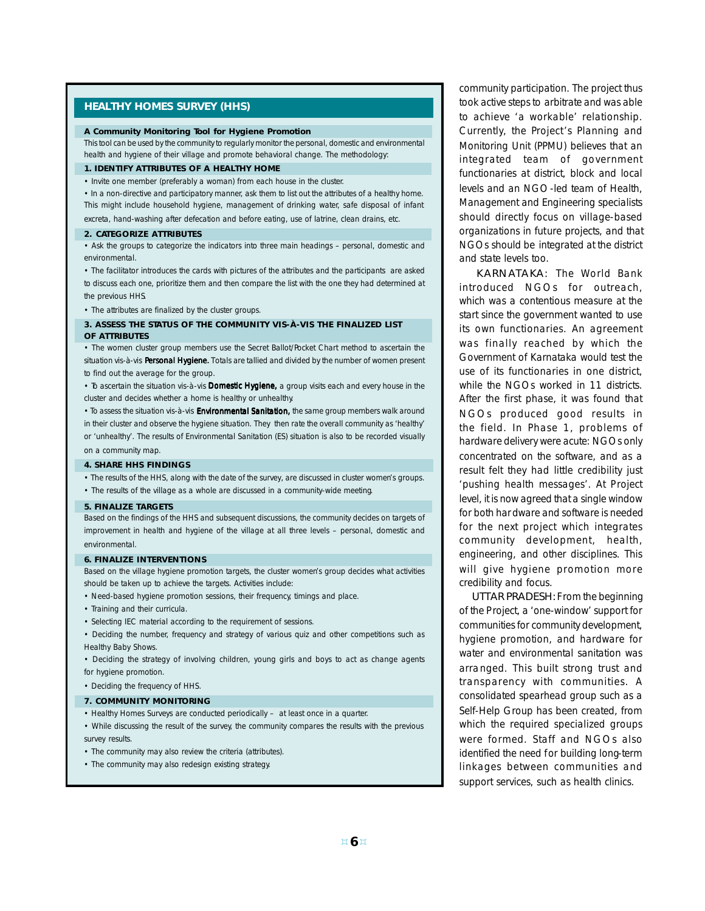## HEALTHY HOMES SURVEY (HHS)

**A Community Monitoring Tool for Hygiene Promotion**

This tool can be used by the community to regularly monitor the personal, domestic and environmental health and hygiene of their village and promote behavioral change. The methodology:

**1. IDENTIFY ATTRIBUTES OF A HEALTHY HOME**

- Invite one member (preferably a woman) from each house in the cluster.
- In a non-directive and participatory manner, ask them to list out the attributes of a healthy home. This might include household hygiene, management of drinking water, safe disposal of infant excreta, hand-washing after defecation and before eating, use of latrine, clean drains, etc.

**2. CATEGORIZE ATTRIBUTES**

- Ask the groups to categorize the indicators into three main headings – personal, domestic and environmental.
- The facilitator introduces the cards with pictures of the attributes and the participants are asked to discuss each one, prioritize them and then compare the list with the one they had determined at the previous HHS.
- The attributes are finalized by the cluster groups.

**3. ASSESS THE STATUS OF THE COMMUNITY VIS-À-VIS THE FINALIZED LIST OF ATTRIBUTES**

- The women cluster group members use the Secret Ballot/Pocket Chart method to ascertain the situation vis-à-vis **Personal Hygiene.** Totals are tallied and divided by the number of women present to find out the average for the group.
- To ascertain the situation vis-à-vis **Domestic Hygiene,** a group visits each and every house in the cluster and decides whether a home is healthy or unhealthy.
- To assess the situation vis-à-vis **Environmental Sanitation,** the same group members walk around in their cluster and observe the hygiene situation. They then rate the overall community as 'healthy' or 'unhealthy'. The results of Environmental Sanitation (ES) situation is also to be recorded visually on a community map.

**4. SHARE HHS FINDINGS**

- The results of the HHS, along with the date of the survey, are discussed in cluster women's groups.
- The results of the village as a whole are discussed in a community-wide meeting.

**5. FINALIZE TARGETS**

Based on the findings of the HHS and subsequent discussions, the community decides on targets of improvement in health and hygiene of the village at all three levels – personal, domestic and environmental.

**6. FINALIZE INTERVENTIONS**

Based on the village hygiene promotion targets, the cluster women's group decides what activities should be taken up to achieve the targets. Activities include:

- Need-based hygiene promotion sessions, their frequency, timings and place.
- Training and their curricula.
- Selecting IEC material according to the requirement of sessions.
- Deciding the number, frequency and strategy of various quiz and other competitions such as Healthy Baby Shows.
- Deciding the strategy of involving children, young girls and boys to act as change agents for hygiene promotion.
- Deciding the frequency of HHS.

**7. COMMUNITY MONITORING**

- Healthy Homes Surveys are conducted periodically – at least once in a quarter.
- While discussing the result of the survey, the community compares the results with the previous survey results.
- The community may also review the criteria (attributes).
- The community may also redesign existing strategy.

---

community participation. The project thus took active steps to arbitrate and was able to achieve 'a workable' relationship. Currently, the Project's Planning and Monitoring Unit (PPMU) believes that an integrated team of government functionaries at district, block and local levels and an NGO-led team of Health, Management and Engineering specialists should directly focus on village-based organizations in future projects, and that NGOs should be integrated at the district and state levels too.

KARNATAKA: The World Bank introduced NGOs for outreach, which was a contentious measure at the start since the government wanted to use its own functionaries. An agreement was finally reached by which the Government of Karnataka would test the use of its functionaries in one district, while the NGOs worked in 11 districts. After the first phase, it was found that NGOs produced good results in the field. In Phase 1, problems of hardware delivery were acute: NGOs only concentrated on the software, and as a result felt they had little credibility just 'pushing health messages'. At Project level, it is now agreed that a single window for both hardware and software is needed for the next project which integrates community development, health, engineering, and other disciplines. This will give hygiene promotion more credibility and focus.

UTTAR PRADESH: From the beginning of the Project, a 'one-window' support for communities for community development, hygiene promotion, and hardware for water and environmental sanitation was arranged. This built strong trust and transparency with communities. A consolidated spearhead group such as a Self-Help Group has been created, from which the required specialized groups were formed. Staff and NGOs also identified the need for building long-term linkages between communities and support services, such as health clinics.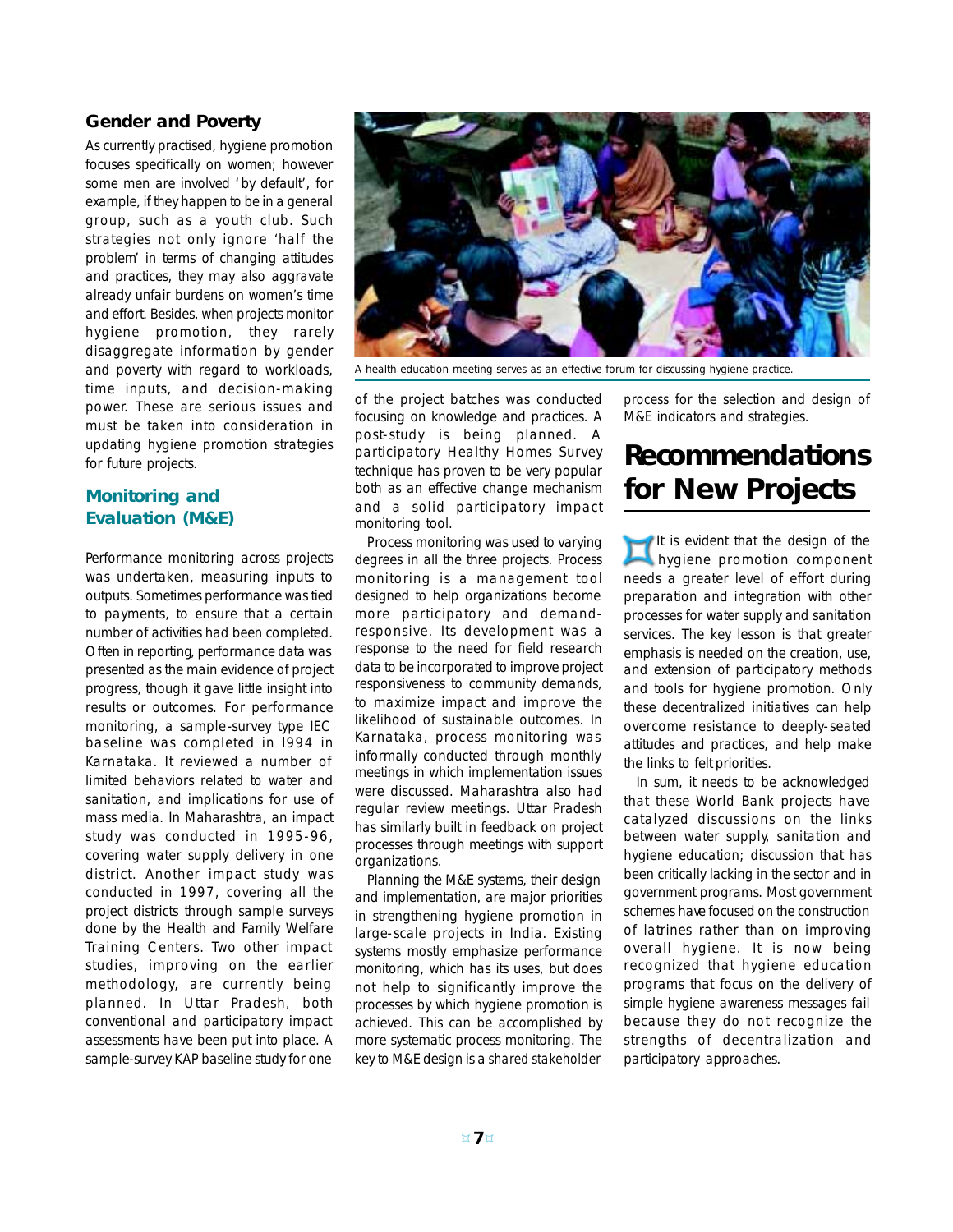### Gender and Poverty

As currently practised, hygiene promotion focuses specifically on women; however some men are involved 'by default', for example, if they happen to be in a general group, such as a youth club. Such strategies not only ignore 'half the problem' in terms of changing attitudes and practices, they may also aggravate already unfair burdens on women's time and effort. Besides, when projects monitor hygiene promotion, they rarely disaggregate information by gender and poverty with regard to workloads, time inputs, and decision-making power. These are serious issues and must be taken into consideration in updating hygiene promotion strategies for future projects.

### Monitoring and Evaluation (M&E)

Performance monitoring across projects was undertaken, measuring inputs to outputs. Sometimes performance was tied to payments, to ensure that a certain number of activities had been completed. Often in reporting, performance data was presented as the main evidence of project progress, though it gave little insight into results or outcomes. For performance monitoring, a sample-survey type IEC baseline was completed in l994 in Karnataka. It reviewed a number of limited behaviors related to water and sanitation, and implications for use of mass media. In Maharashtra, an impact study was conducted in 1995-96, covering water supply delivery in one district. Another impact study was conducted in 1997, covering all the project districts through sample surveys done by the Health and Family Welfare Training Centers. Two other impact studies, improving on the earlier methodology, are currently being planned. In Uttar Pradesh, both conventional and participatory impact assessments have been put into place. A sample-survey KAP baseline study for one of the project batches was conducted focusing on knowledge and practices. A post-study is being planned. A participatory Healthy Homes Survey technique has proven to be very popular both as an effective change mechanism and a solid participatory impact monitoring tool.

A health education meeting serves as an effective forum for discussing hygiene practice.

Process monitoring was used to varying degrees in all the three projects. Process monitoring is a management tool designed to help organizations become more participatory and demand-responsive. Its development was a response to the need for field research data to be incorporated to improve project responsiveness to community demands, to maximize impact and improve the likelihood of sustainable outcomes. In Karnataka, process monitoring was informally conducted through monthly meetings in which implementation issues were discussed. Maharashtra also had regular review meetings. Uttar Pradesh has similarly built in feedback on project processes through meetings with support organizations.

Planning the M&E systems, their design and implementation, are major priorities in strengthening hygiene promotion in large-scale projects in India. Existing systems mostly emphasize performance monitoring, which has its uses, but does not help to significantly improve the processes by which hygiene promotion is achieved. This can be accomplished by more systematic process monitoring. The key to M&E design is a shared stakeholder process for the selection and design of M&E indicators and strategies.

# Recommendations for New Projects

It is evident that the design of the hygiene promotion component needs a greater level of effort during preparation and integration with other processes for water supply and sanitation services. The key lesson is that greater emphasis is needed on the creation, use, and extension of participatory methods and tools for hygiene promotion. Only these decentralized initiatives can help overcome resistance to deeply-seated attitudes and practices, and help make the links to felt priorities.

In sum, it needs to be acknowledged that these World Bank projects have catalyzed discussions on the links between water supply, sanitation and hygiene education; discussion that has been critically lacking in the sector and in government programs. Most government schemes have focused on the construction of latrines rather than on improving overall hygiene. It is now being recognized that hygiene education programs that focus on the delivery of simple hygiene awareness messages fail because they do not recognize the strengths of decentralization and participatory approaches.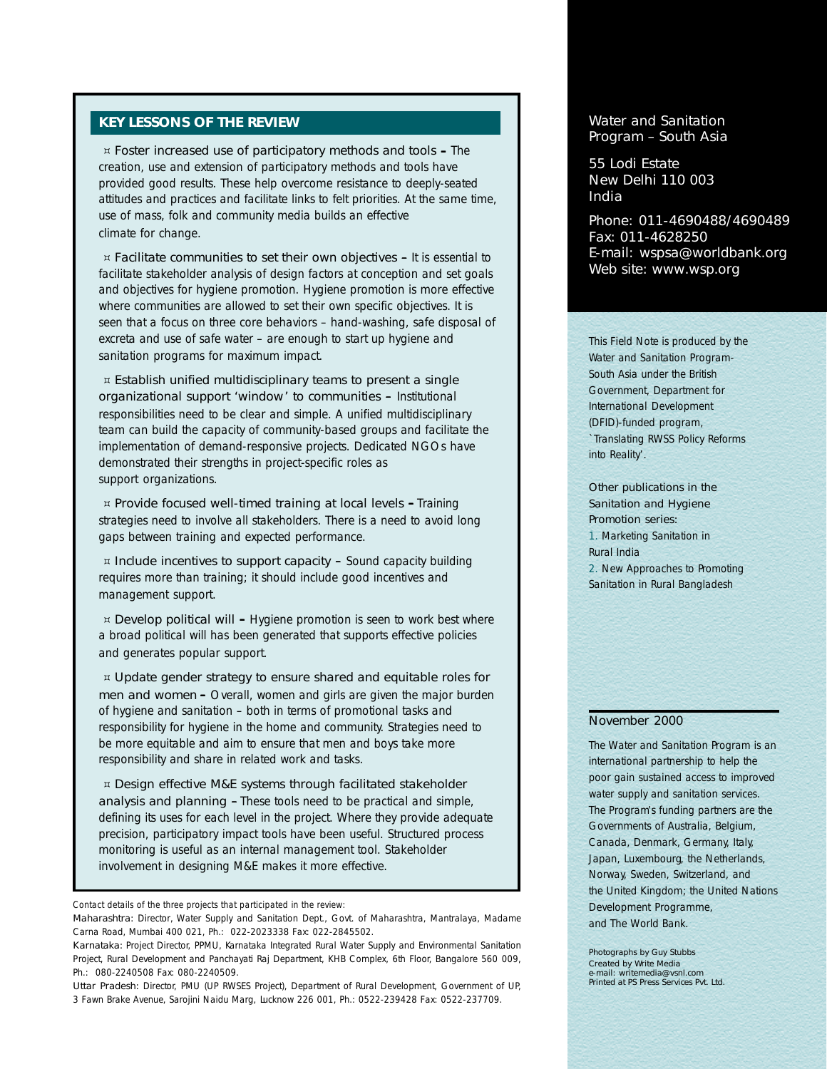## KEY LESSONS OF THE REVIEW

- **Foster increased use of participatory methods and tools** – The creation, use and extension of participatory methods and tools have provided good results. These help overcome resistance to deeply-seated attitudes and practices and facilitate links to felt priorities. At the same time, use of mass, folk and community media builds an effective climate for change.

- **Facilitate communities to set their own objectives** – It is essential to facilitate stakeholder analysis of design factors at conception and set goals and objectives for hygiene promotion. Hygiene promotion is more effective where communities are allowed to set their own specific objectives. It is seen that a focus on three core behaviors – hand-washing, safe disposal of excreta and use of safe water – are enough to start up hygiene and sanitation programs for maximum impact.

- **Establish unified multidisciplinary teams to present a single organizational support 'window' to communities** – Institutional responsibilities need to be clear and simple. A unified multidisciplinary team can build the capacity of community-based groups and facilitate the implementation of demand-responsive projects. Dedicated NGOs have demonstrated their strengths in project-specific roles as support organizations.

- **Provide focused well-timed training at local levels** – Training strategies need to involve all stakeholders. There is a need to avoid long gaps between training and expected performance.

- **Include incentives to support capacity** – Sound capacity building requires more than training; it should include good incentives and management support.

- **Develop political will** – Hygiene promotion is seen to work best where a broad political will has been generated that supports effective policies and generates popular support.

- **Update gender strategy to ensure shared and equitable roles for men and women** – Overall, women and girls are given the major burden of hygiene and sanitation – both in terms of promotional tasks and responsibility for hygiene in the home and community. Strategies need to be more equitable and aim to ensure that men and boys take more responsibility and share in related work and tasks.

- **Design effective M&E systems through facilitated stakeholder analysis and planning** – These tools need to be practical and simple, defining its uses for each level in the project. Where they provide adequate precision, participatory impact tools have been useful. Structured process monitoring is useful as an internal management tool. Stakeholder involvement in designing M&E makes it more effective.

*Contact details of the three projects that participated in the review:*

Maharashtra: Director, Water Supply and Sanitation Dept., Govt. of Maharashtra, Mantralaya, Madame Carna Road, Mumbai 400 021, Ph.: 022-2023338 Fax: 022-2845502.

Karnataka: Project Director, PPMU, Karnataka Integrated Rural Water Supply and Environmental Sanitation Project, Rural Development and Panchayati Raj Department, KHB Complex, 6th Floor, Bangalore 560 009, Ph.: 080-2240508 Fax: 080-2240509.

Uttar Pradesh: Director, PMU (UP RWSES Project), Department of Rural Development, Government of UP, 3 Fawn Brake Avenue, Sarojini Naidu Marg, Lucknow 226 001, Ph.: 0522-239428 Fax: 0522-237709.

Water and Sanitation Program – South Asia

55 Lodi Estate
New Delhi 110 003
India

Phone: 011-4690488/4690489
Fax: 011-4628250
E-mail: wspsa@worldbank.org
Web site: www.wsp.org

This Field Note is produced by the Water and Sanitation Program-South Asia under the British Government, Department for International Development (DFID)-funded program, 'Translating RWSS Policy Reforms into Reality'.

Other publications in the Sanitation and Hygiene Promotion series:

1. Marketing Sanitation in Rural India
2. New Approaches to Promoting Sanitation in Rural Bangladesh

November 2000

The Water and Sanitation Program is an international partnership to help the poor gain sustained access to improved water supply and sanitation services. The Program's funding partners are the Governments of Australia, Belgium, Canada, Denmark, Germany, Italy, Japan, Luxembourg, the Netherlands, Norway, Sweden, Switzerland, and the United Kingdom; the United Nations Development Programme, and The World Bank.

Photographs by Guy Stubbs
Created by Write Media
e-mail: writemedia@vsnl.com
Printed at PS Press Services Pvt. Ltd.